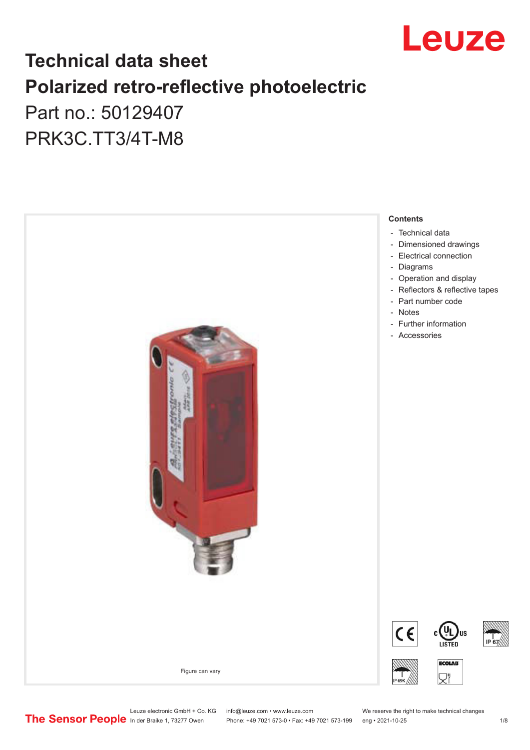# Technical data sheet

# Polarized retro-reflective photoelectric

Part no.: 50129407

PRK3C.TT3/4T-M8

Figure can vary

**Contents**

- Technical data
- Dimensioned drawings
- Electrical connection
- Diagrams
- Operation and display
- Reflectors & reflective tapes
- Part number code
- Notes
- Further information
- Accessories

Leuze electronic GmbH + Co. KG
In der Braike 1, 73277 Owen

info@leuze.com • www.leuze.com
Phone: +49 7021 573-0 • Fax: +49 7021 573-199

We reserve the right to make technical changes
eng • 2021-10-25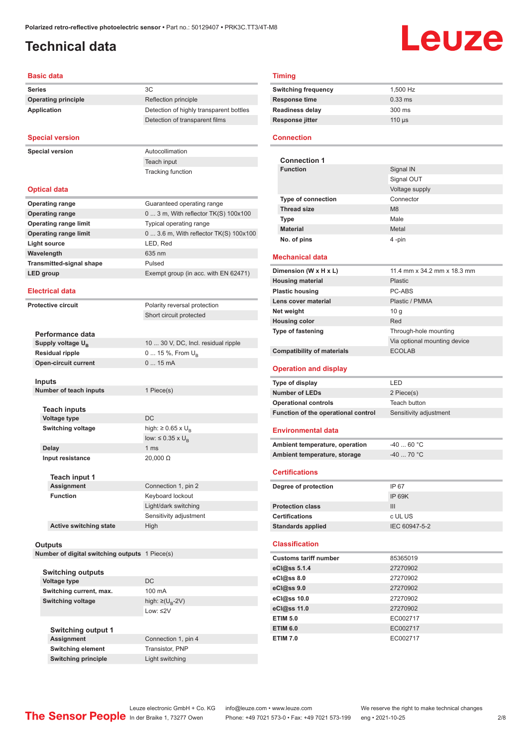Polarized retro-reflective photoelectric sensor • Part no.: 50129407 • PRK3C.TT3/4T-M8

# Technical data

## Basic data

| | |
|---|---|
| **Series** | 3C |
| **Operating principle** | Reflection principle |
| **Application** | Detection of highly transparent bottles |
| | Detection of transparent films |

## Special version

| | |
|---|---|
| **Special version** | Autocollimation |
| | Teach input |
| | Tracking function |

## Optical data

| | |
|---|---|
| **Operating range** | Guaranteed operating range |
| **Operating range** | 0 ... 3 m, With reflector TK(S) 100x100 |
| **Operating range limit** | Typical operating range |
| **Operating range limit** | 0 ... 3.6 m, With reflector TK(S) 100x100 |
| **Light source** | LED, Red |
| **Wavelength** | 635 nm |
| **Transmitted-signal shape** | Pulsed |
| **LED group** | Exempt group (in acc. with EN 62471) |

## Electrical data

| | |
|---|---|
| **Protective circuit** | Polarity reversal protection |
| | Short circuit protected |

### Performance data

| | |
|---|---|
| **Supply voltage $U_B$** | 10 ... 30 V, DC, Incl. residual ripple |
| **Residual ripple** | 0 ... 15 %, From $U_B$ |
| **Open-circuit current** | 0 ... 15 mA |

### Inputs

| | |
|---|---|
| **Number of teach inputs** | 1 Piece(s) |

#### Teach inputs

| | |
|---|---|
| **Voltage type** | DC |
| **Switching voltage** | high: ≥ 0.65 x $U_B$ |
| | low: ≤ 0.35 x $U_B$ |
| **Delay** | 1 ms |
| **Input resistance** | 20,000 Ω |

##### Teach input 1

| | |
|---|---|
| **Assignment** | Connection 1, pin 2 |
| **Function** | Keyboard lockout |
| | Light/dark switching |
| | Sensitivity adjustment |
| **Active switching state** | High |

### Outputs

| | |
|---|---|
| **Number of digital switching outputs** | 1 Piece(s) |

#### Switching outputs

| | |
|---|---|
| **Voltage type** | DC |
| **Switching current, max.** | 100 mA |
| **Switching voltage** | high: ≥($U_B$-2V) |
| | Low: ≤2V |

##### Switching output 1

| | |
|---|---|
| **Assignment** | Connection 1, pin 4 |
| **Switching element** | Transistor, PNP |
| **Switching principle** | Light switching |

## Timing

| | |
|---|---|
| **Switching frequency** | 1,500 Hz |
| **Response time** | 0.33 ms |
| **Readiness delay** | 300 ms |
| **Response jitter** | 110 µs |

## Connection

### Connection 1

| | |
|---|---|
| **Function** | Signal IN |
| | Signal OUT |
| | Voltage supply |
| **Type of connection** | Connector |
| **Thread size** | M8 |
| **Type** | Male |
| **Material** | Metal |
| **No. of pins** | 4 -pin |

## Mechanical data

| | |
|---|---|
| **Dimension (W x H x L)** | 11.4 mm x 34.2 mm x 18.3 mm |
| **Housing material** | Plastic |
| **Plastic housing** | PC-ABS |
| **Lens cover material** | Plastic / PMMA |
| **Net weight** | 10 g |
| **Housing color** | Red |
| **Type of fastening** | Through-hole mounting |
| | Via optional mounting device |
| **Compatibility of materials** | ECOLAB |

## Operation and display

| | |
|---|---|
| **Type of display** | LED |
| **Number of LEDs** | 2 Piece(s) |
| **Operational controls** | Teach button |
| **Function of the operational control** | Sensitivity adjustment |

## Environmental data

| | |
|---|---|
| **Ambient temperature, operation** | -40 ... 60 °C |
| **Ambient temperature, storage** | -40 ... 70 °C |

## Certifications

| | |
|---|---|
| **Degree of protection** | IP 67 |
| | IP 69K |
| **Protection class** | III |
| **Certifications** | c UL US |
| **Standards applied** | IEC 60947-5-2 |

## Classification

| | |
|---|---|
| **Customs tariff number** | 85365019 |
| **eCl@ss 5.1.4** | 27270902 |
| **eCl@ss 8.0** | 27270902 |
| **eCl@ss 9.0** | 27270902 |
| **eCl@ss 10.0** | 27270902 |
| **eCl@ss 11.0** | 27270902 |
| **ETIM 5.0** | EC002717 |
| **ETIM 6.0** | EC002717 |
| **ETIM 7.0** | EC002717 |

The Sensor People — Leuze electronic GmbH + Co. KG, In der Braike 1, 73277 Owen • info@leuze.com • www.leuze.com • Phone: +49 7021 573-0 • Fax: +49 7021 573-199 • We reserve the right to make technical changes • eng • 2021-10-25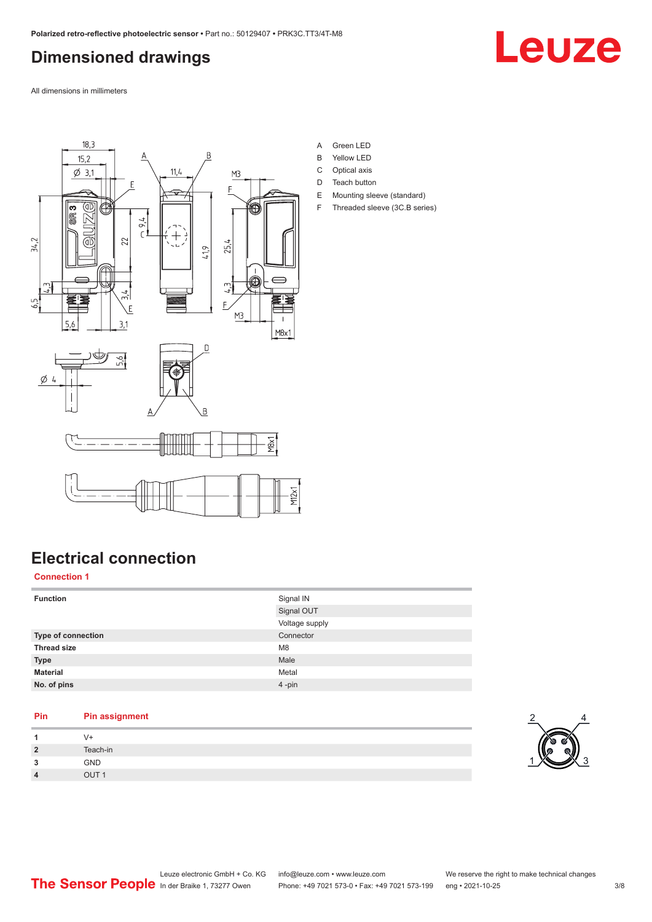## Dimensioned drawings

All dimensions in millimeters

A Green LED
B Yellow LED
C Optical axis
D Teach button
E Mounting sleeve (standard)
F Threaded sleeve (3C.B series)

## Electrical connection

**Connection 1**

| | |
|---|---|
| **Function** | Signal IN |
| | Signal OUT |
| | Voltage supply |
| **Type of connection** | Connector |
| **Thread size** | M8 |
| **Type** | Male |
| **Material** | Metal |
| **No. of pins** | 4 -pin |

| Pin | Pin assignment |
|---|---|
| **1** | V+ |
| **2** | Teach-in |
| **3** | GND |
| **4** | OUT 1 |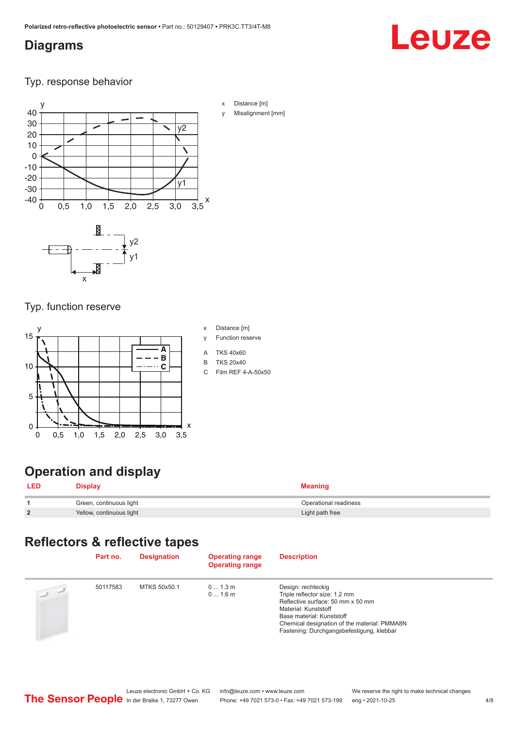# Diagrams

## Typ. response behavior

x Distance [m]

y Misalignment [mm]

## Typ. function reserve

x Distance [m]

y Function reserve

A TKS 40x60

B TKS 20x40

C Film REF 4-A-50x50

# Operation and display

| LED | Display | Meaning |
|---|---|---|
| 1 | Green, continuous light | Operational readiness |
| 2 | Yellow, continuous light | Light path free |

# Reflectors & reflective tapes

| | Part no. | Designation | Operating range<br>Operating range | Description |
|---|---|---|---|---|
| | 50117583 | MTKS 50x50.1 | 0 ... 1.3 m<br>0 ... 1.6 m | Design: rechteckig<br>Triple reflector size: 1.2 mm<br>Reflective surface: 50 mm x 50 mm<br>Material: Kunststoff<br>Base material: Kunststoff<br>Chemical designation of the material: PMMA8N<br>Fastening: Durchgangsbefestigung, klebbar |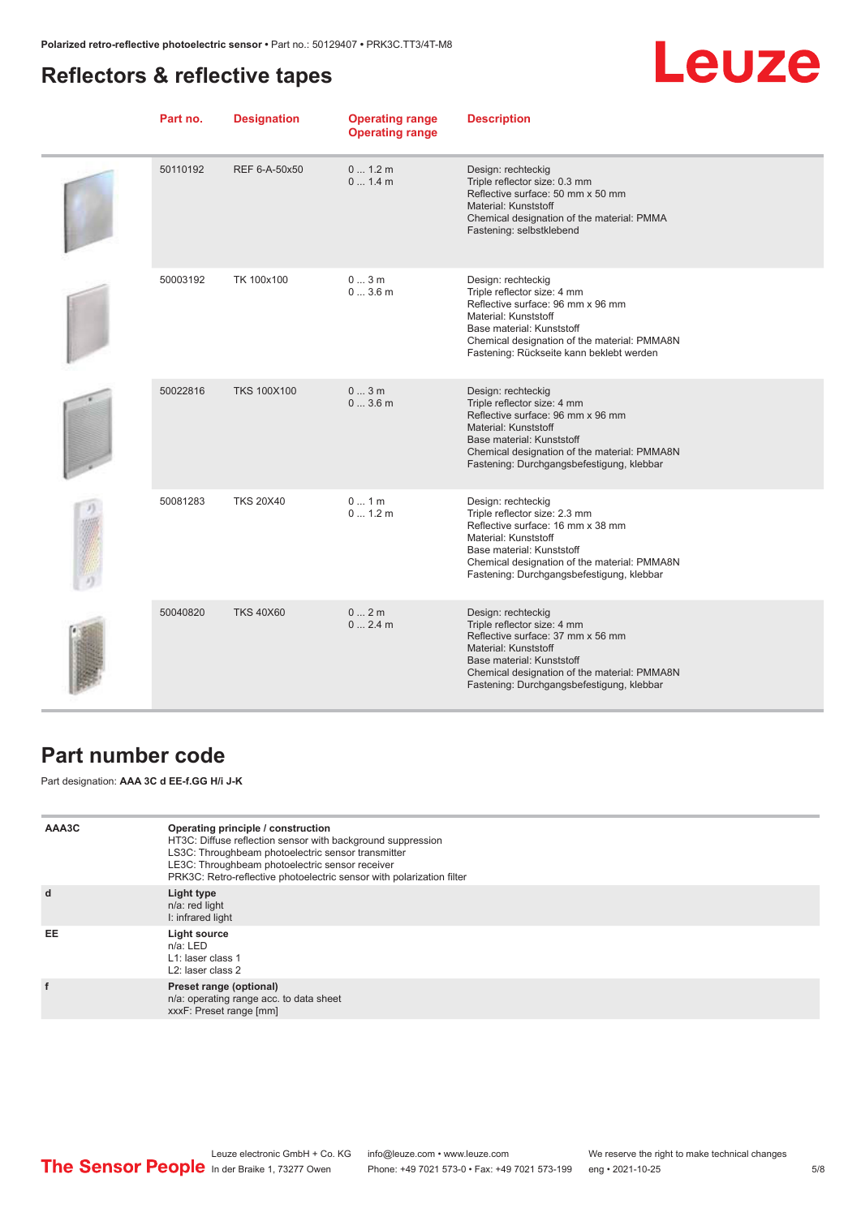## Reflectors & reflective tapes

| Part no. | Designation | Operating range<br>Operating range | Description |
|---|---|---|---|
| 50110192 | REF 6-A-50x50 | 0 ... 1.2 m<br>0 ... 1.4 m | Design: rechteckig<br>Triple reflector size: 0.3 mm<br>Reflective surface: 50 mm x 50 mm<br>Material: Kunststoff<br>Chemical designation of the material: PMMA<br>Fastening: selbstklebend |
| 50003192 | TK 100x100 | 0 ... 3 m<br>0 ... 3.6 m | Design: rechteckig<br>Triple reflector size: 4 mm<br>Reflective surface: 96 mm x 96 mm<br>Material: Kunststoff<br>Base material: Kunststoff<br>Chemical designation of the material: PMMA8N<br>Fastening: Rückseite kann beklebt werden |
| 50022816 | TKS 100X100 | 0 ... 3 m<br>0 ... 3.6 m | Design: rechteckig<br>Triple reflector size: 4 mm<br>Reflective surface: 96 mm x 96 mm<br>Material: Kunststoff<br>Base material: Kunststoff<br>Chemical designation of the material: PMMA8N<br>Fastening: Durchgangsbefestigung, klebbar |
| 50081283 | TKS 20X40 | 0 ... 1 m<br>0 ... 1.2 m | Design: rechteckig<br>Triple reflector size: 2.3 mm<br>Reflective surface: 16 mm x 38 mm<br>Material: Kunststoff<br>Base material: Kunststoff<br>Chemical designation of the material: PMMA8N<br>Fastening: Durchgangsbefestigung, klebbar |
| 50040820 | TKS 40X60 | 0 ... 2 m<br>0 ... 2.4 m | Design: rechteckig<br>Triple reflector size: 4 mm<br>Reflective surface: 37 mm x 56 mm<br>Material: Kunststoff<br>Base material: Kunststoff<br>Chemical designation of the material: PMMA8N<br>Fastening: Durchgangsbefestigung, klebbar |

## Part number code

Part designation: **AAA 3C d EE-f.GG H/i J-K**

| | |
|---|---|
| **AAA3C** | **Operating principle / construction**<br>HT3C: Diffuse reflection sensor with background suppression<br>LS3C: Throughbeam photoelectric sensor transmitter<br>LE3C: Throughbeam photoelectric sensor receiver<br>PRK3C: Retro-reflective photoelectric sensor with polarization filter |
| **d** | **Light type**<br>n/a: red light<br>I: infrared light |
| **EE** | **Light source**<br>n/a: LED<br>L1: laser class 1<br>L2: laser class 2 |
| **f** | **Preset range (optional)**<br>n/a: operating range acc. to data sheet<br>xxxF: Preset range [mm] |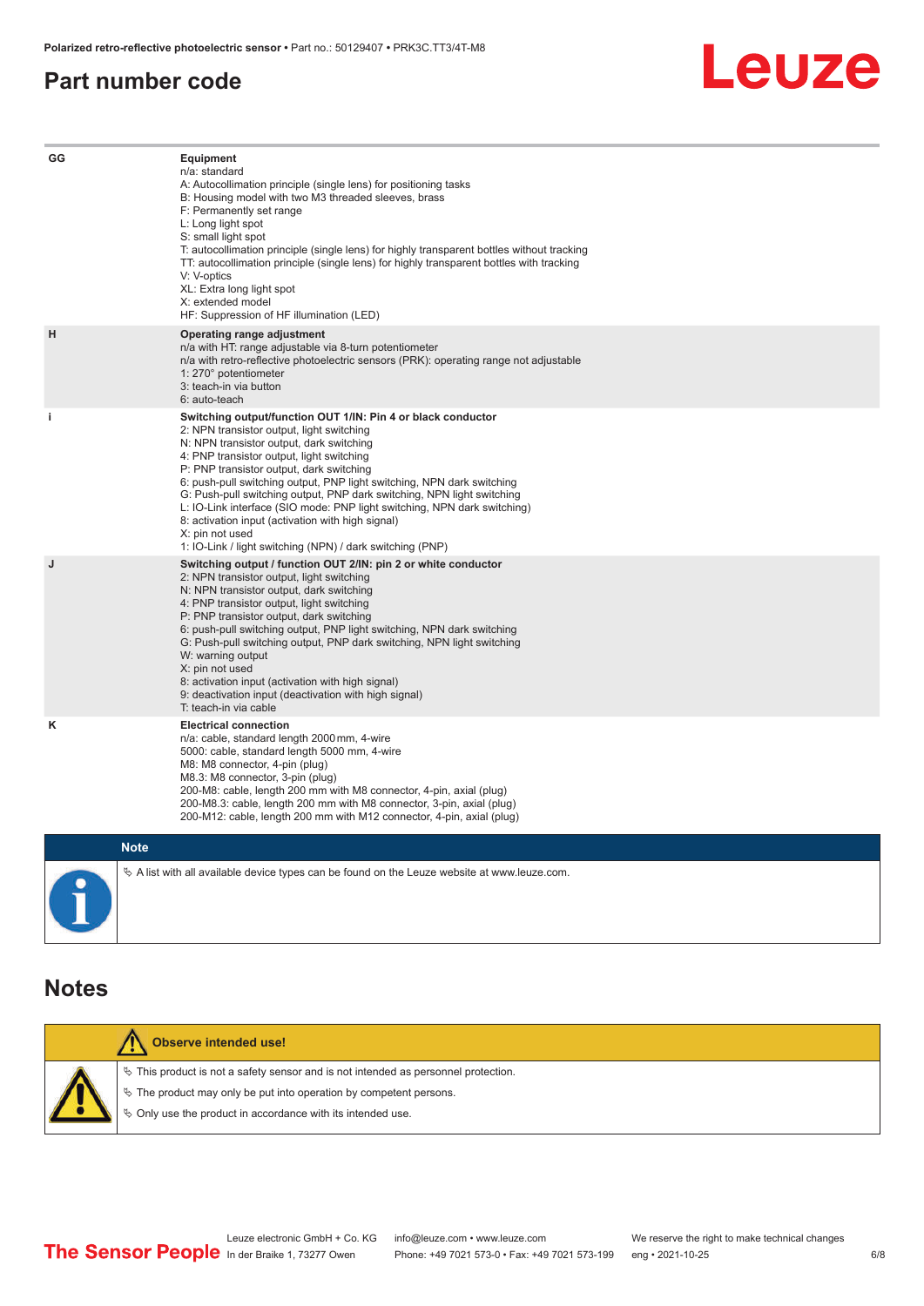## Part number code

| | |
|---|---|
| GG | **Equipment**<br>n/a: standard<br>A: Autocollimation principle (single lens) for positioning tasks<br>B: Housing model with two M3 threaded sleeves, brass<br>F: Permanently set range<br>L: Long light spot<br>S: small light spot<br>T: autocollimation principle (single lens) for highly transparent bottles without tracking<br>TT: autocollimation principle (single lens) for highly transparent bottles with tracking<br>V: V-optics<br>XL: Extra long light spot<br>X: extended model<br>HF: Suppression of HF illumination (LED) |
| H | **Operating range adjustment**<br>n/a with HT: range adjustable via 8-turn potentiometer<br>n/a with retro-reflective photoelectric sensors (PRK): operating range not adjustable<br>1: 270° potentiometer<br>3: teach-in via button<br>6: auto-teach |
| i | **Switching output/function OUT 1/IN: Pin 4 or black conductor**<br>2: NPN transistor output, light switching<br>N: NPN transistor output, dark switching<br>4: PNP transistor output, light switching<br>P: PNP transistor output, dark switching<br>6: push-pull switching output, PNP light switching, NPN dark switching<br>G: Push-pull switching output, PNP dark switching, NPN light switching<br>L: IO-Link interface (SIO mode: PNP light switching, NPN dark switching)<br>8: activation input (activation with high signal)<br>X: pin not used<br>1: IO-Link / light switching (NPN) / dark switching (PNP) |
| J | **Switching output / function OUT 2/IN: pin 2 or white conductor**<br>2: NPN transistor output, light switching<br>N: NPN transistor output, dark switching<br>4: PNP transistor output, light switching<br>P: PNP transistor output, dark switching<br>6: push-pull switching output, PNP light switching, NPN dark switching<br>G: Push-pull switching output, PNP dark switching, NPN light switching<br>W: warning output<br>X: pin not used<br>8: activation input (activation with high signal)<br>9: deactivation input (deactivation with high signal)<br>T: teach-in via cable |
| K | **Electrical connection**<br>n/a: cable, standard length 2000 mm, 4-wire<br>5000: cable, standard length 5000 mm, 4-wire<br>M8: M8 connector, 4-pin (plug)<br>M8.3: M8 connector, 3-pin (plug)<br>200-M8: cable, length 200 mm with M8 connector, 4-pin, axial (plug)<br>200-M8.3: cable, length 200 mm with M8 connector, 3-pin, axial (plug)<br>200-M12: cable, length 200 mm with M12 connector, 4-pin, axial (plug) |

**Note**

- A list with all available device types can be found on the Leuze website at www.leuze.com.

## Notes

**Observe intended use!**

- This product is not a safety sensor and is not intended as personnel protection.
- The product may only be put into operation by competent persons.
- Only use the product in accordance with its intended use.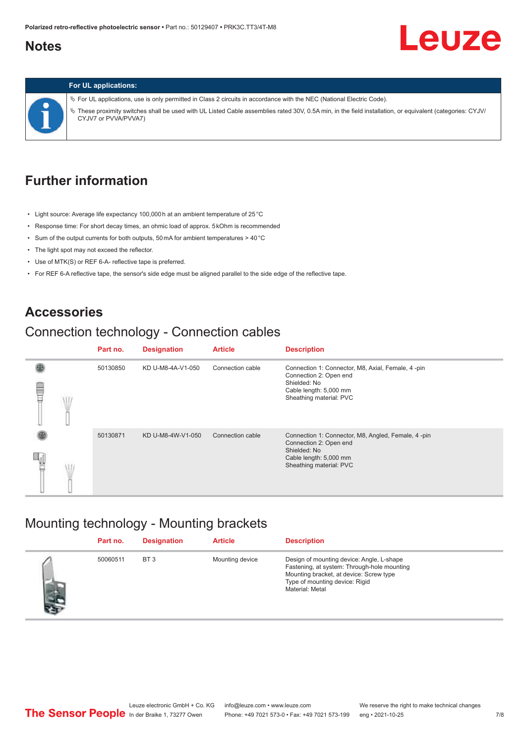# Notes

**For UL applications:**

- For UL applications, use is only permitted in Class 2 circuits in accordance with the NEC (National Electric Code).
- These proximity switches shall be used with UL Listed Cable assemblies rated 30V, 0.5A min, in the field installation, or equivalent (categories: CYJV/ CYJV7 or PVVA/PVVA7)

# Further information

- Light source: Average life expectancy 100,000 h at an ambient temperature of 25 °C
- Response time: For short decay times, an ohmic load of approx. 5 kOhm is recommended
- Sum of the output currents for both outputs, 50 mA for ambient temperatures > 40 °C
- The light spot may not exceed the reflector.
- Use of MTK(S) or REF 6-A- reflective tape is preferred.
- For REF 6-A reflective tape, the sensor's side edge must be aligned parallel to the side edge of the reflective tape.

# Accessories

## Connection technology - Connection cables

| Part no. | Designation | Article | Description |
|---|---|---|---|
| 50130850 | KD U-M8-4A-V1-050 | Connection cable | Connection 1: Connector, M8, Axial, Female, 4 -pin<br>Connection 2: Open end<br>Shielded: No<br>Cable length: 5,000 mm<br>Sheathing material: PVC |
| 50130871 | KD U-M8-4W-V1-050 | Connection cable | Connection 1: Connector, M8, Angled, Female, 4 -pin<br>Connection 2: Open end<br>Shielded: No<br>Cable length: 5,000 mm<br>Sheathing material: PVC |

## Mounting technology - Mounting brackets

| Part no. | Designation | Article | Description |
|---|---|---|---|
| 50060511 | BT 3 | Mounting device | Design of mounting device: Angle, L-shape<br>Fastening, at system: Through-hole mounting<br>Mounting bracket, at device: Screw type<br>Type of mounting device: Rigid<br>Material: Metal |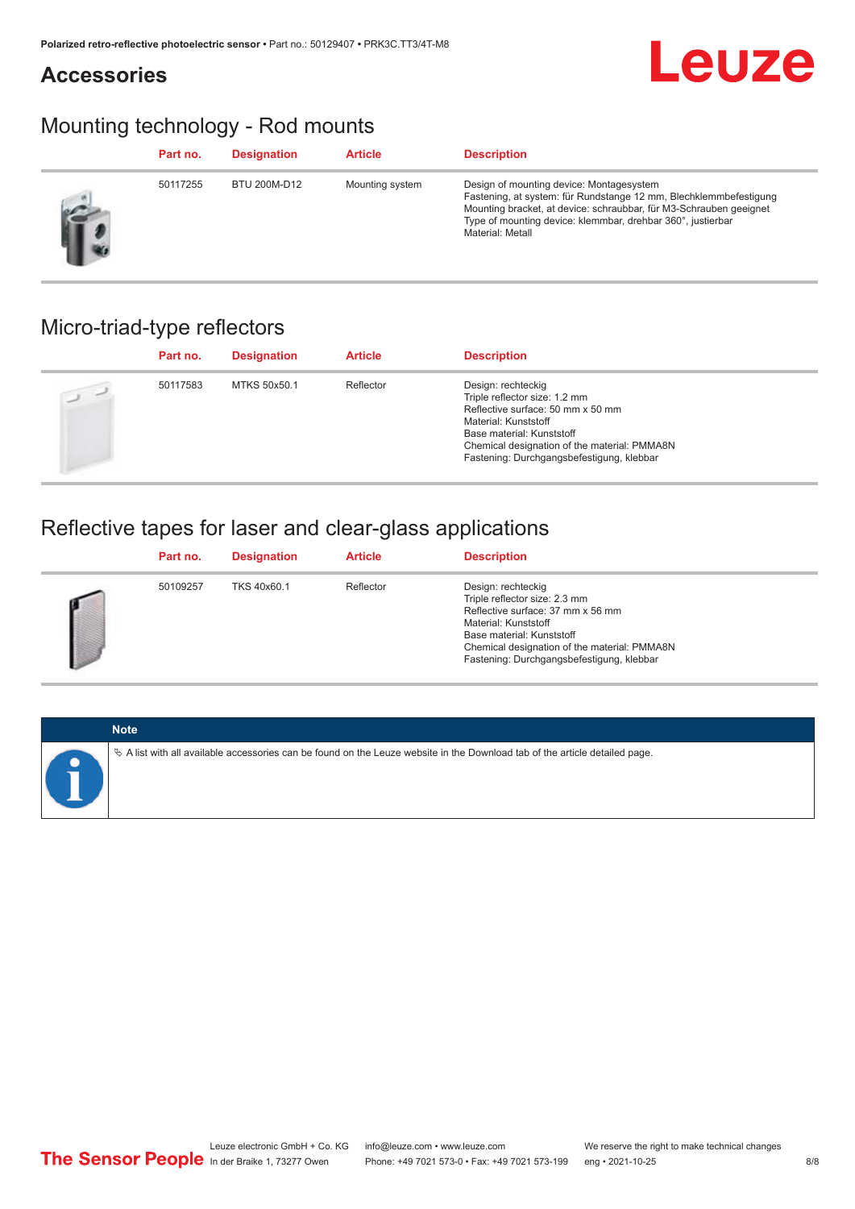## Accessories

### Mounting technology - Rod mounts

| | Part no. | Designation | Article | Description |
|---|---|---|---|---|
| | 50117255 | BTU 200M-D12 | Mounting system | Design of mounting device: Montagesystem<br>Fastening, at system: für Rundstange 12 mm, Blechklemmbefestigung<br>Mounting bracket, at device: schraubbar, für M3-Schrauben geeignet<br>Type of mounting device: klemmbar, drehbar 360°, justierbar<br>Material: Metall |

### Micro-triad-type reflectors

| | Part no. | Designation | Article | Description |
|---|---|---|---|---|
| | 50117583 | MTKS 50x50.1 | Reflector | Design: rechteckig<br>Triple reflector size: 1.2 mm<br>Reflective surface: 50 mm x 50 mm<br>Material: Kunststoff<br>Base material: Kunststoff<br>Chemical designation of the material: PMMA8N<br>Fastening: Durchgangsbefestigung, klebbar |

### Reflective tapes for laser and clear-glass applications

| | Part no. | Designation | Article | Description |
|---|---|---|---|---|
| | 50109257 | TKS 40x60.1 | Reflector | Design: rechteckig<br>Triple reflector size: 2.3 mm<br>Reflective surface: 37 mm x 56 mm<br>Material: Kunststoff<br>Base material: Kunststoff<br>Chemical designation of the material: PMMA8N<br>Fastening: Durchgangsbefestigung, klebbar |

**Note**

↪ A list with all available accessories can be found on the Leuze website in the Download tab of the article detailed page.